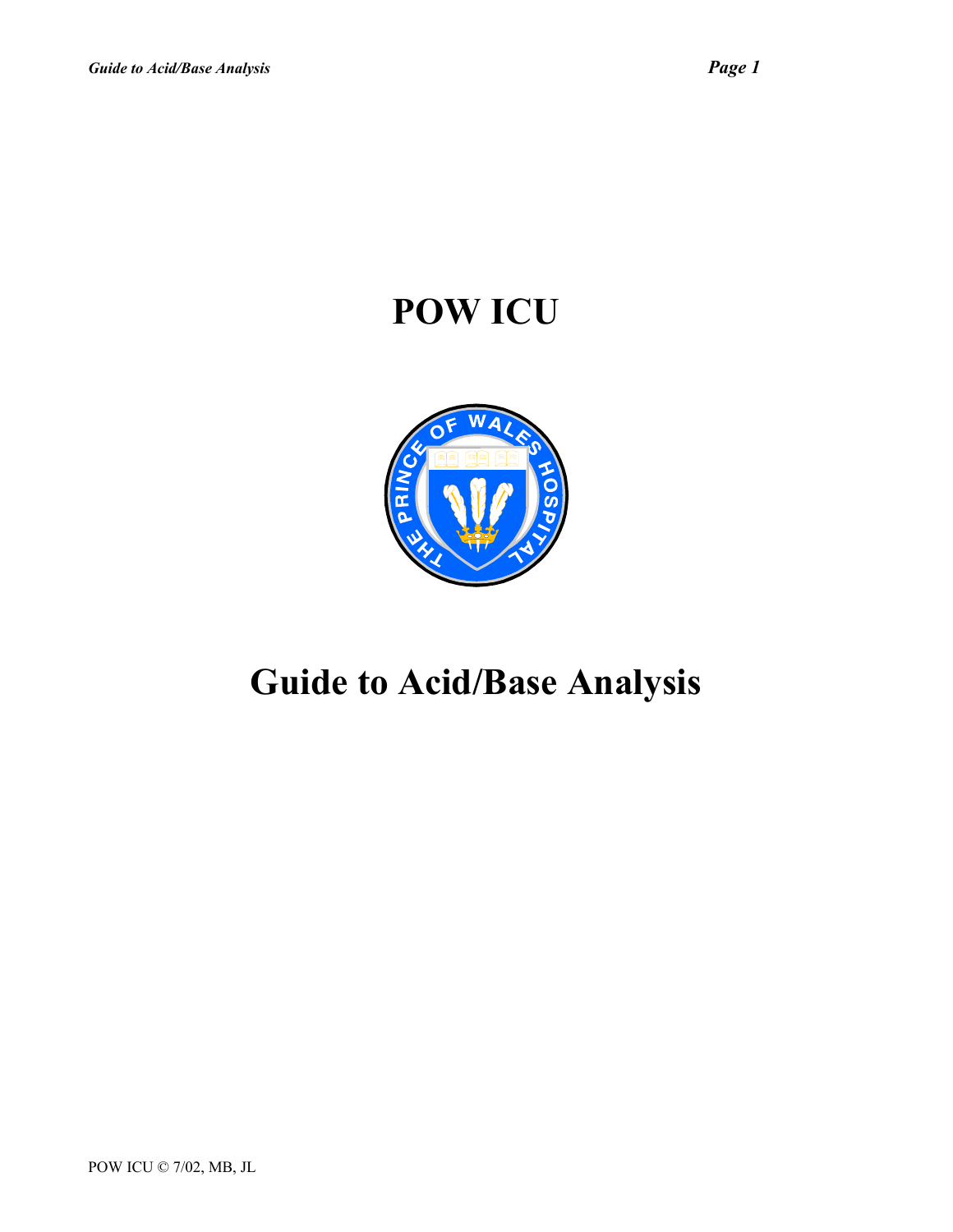# POW ICU

# Guide to Acid/Base Analysis

POW ICU © 7/02, MB, JL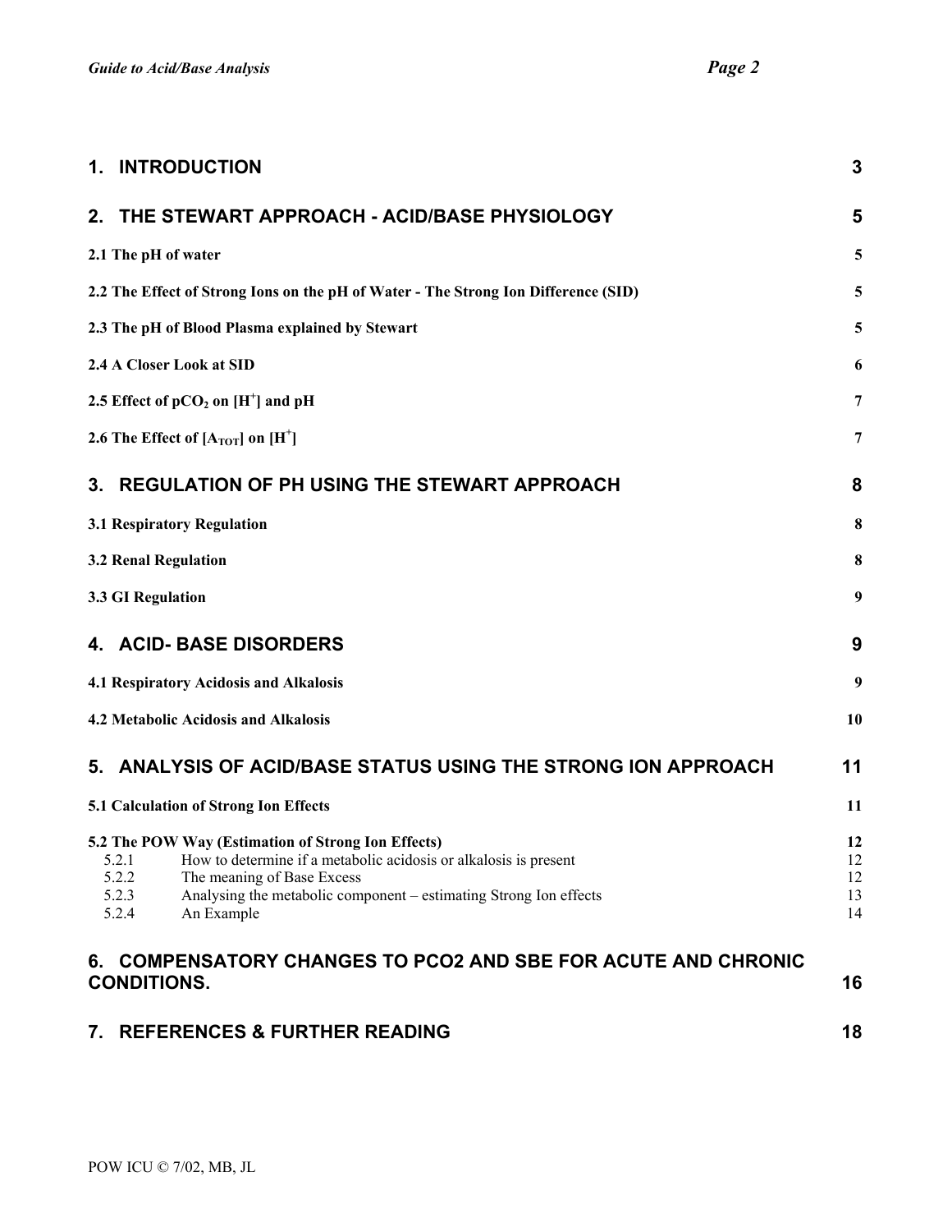| | |
|---|---|
| **1. INTRODUCTION** | **3** |
| **2. THE STEWART APPROACH - ACID/BASE PHYSIOLOGY** | **5** |
| **2.1 The pH of water** | **5** |
| **2.2 The Effect of Strong Ions on the pH of Water - The Strong Ion Difference (SID)** | **5** |
| **2.3 The pH of Blood Plasma explained by Stewart** | **5** |
| **2.4 A Closer Look at SID** | **6** |
| **2.5 Effect of $pCO_2$ on $[H^+]$ and pH** | **7** |
| **2.6 The Effect of $[A_{TOT}]$ on $[H^+]$** | **7** |
| **3. REGULATION OF PH USING THE STEWART APPROACH** | **8** |
| **3.1 Respiratory Regulation** | **8** |
| **3.2 Renal Regulation** | **8** |
| **3.3 GI Regulation** | **9** |
| **4. ACID- BASE DISORDERS** | **9** |
| **4.1 Respiratory Acidosis and Alkalosis** | **9** |
| **4.2 Metabolic Acidosis and Alkalosis** | **10** |
| **5. ANALYSIS OF ACID/BASE STATUS USING THE STRONG ION APPROACH** | **11** |
| **5.1 Calculation of Strong Ion Effects** | **11** |
| **5.2 The POW Way (Estimation of Strong Ion Effects)** | **12** |
| 5.2.1 How to determine if a metabolic acidosis or alkalosis is present | 12 |
| 5.2.2 The meaning of Base Excess | 12 |
| 5.2.3 Analysing the metabolic component – estimating Strong Ion effects | 13 |
| 5.2.4 An Example | 14 |
| **6. COMPENSATORY CHANGES TO PCO2 AND SBE FOR ACUTE AND CHRONIC CONDITIONS.** | **16** |
| **7. REFERENCES & FURTHER READING** | **18** |

POW ICU © 7/02, MB, JL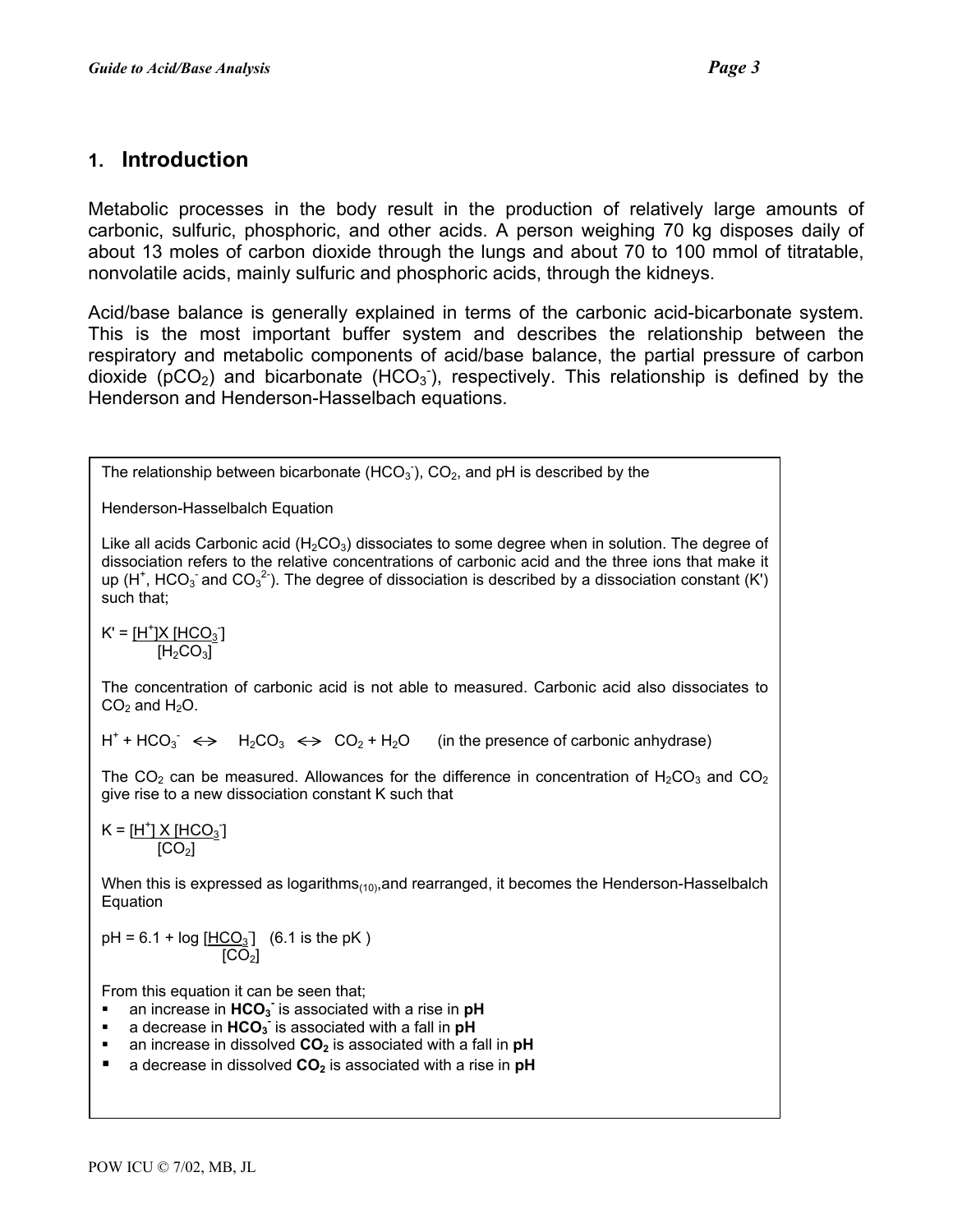## 1. Introduction

Metabolic processes in the body result in the production of relatively large amounts of carbonic, sulfuric, phosphoric, and other acids. A person weighing 70 kg disposes daily of about 13 moles of carbon dioxide through the lungs and about 70 to 100 mmol of titratable, nonvolatile acids, mainly sulfuric and phosphoric acids, through the kidneys.

Acid/base balance is generally explained in terms of the carbonic acid-bicarbonate system. This is the most important buffer system and describes the relationship between the respiratory and metabolic components of acid/base balance, the partial pressure of carbon dioxide ($pCO_2$) and bicarbonate ($HCO_3^-$), respectively. This relationship is defined by the Henderson and Henderson-Hasselbach equations.

The relationship between bicarbonate ($HCO_3^-$), $CO_2$, and pH is described by the

Henderson-Hasselbalch Equation

Like all acids Carbonic acid ($H_2CO_3$) dissociates to some degree when in solution. The degree of dissociation refers to the relative concentrations of carbonic acid and the three ions that make it up ($H^+$, $HCO_3^-$ and $CO_3^{2-}$). The degree of dissociation is described by a dissociation constant (K') such that;

$$K' = \frac{[H^+] X [HCO_3^-]}{[H_2CO_3]}$$

The concentration of carbonic acid is not able to measured. Carbonic acid also dissociates to $CO_2$ and $H_2O$.

$H^+ + HCO_3^- \leftrightarrow H_2CO_3 \leftrightarrow CO_2 + H_2O$ (in the presence of carbonic anhydrase)

The $CO_2$ can be measured. Allowances for the difference in concentration of $H_2CO_3$ and $CO_2$ give rise to a new dissociation constant K such that

$$K = \frac{[H^+] X [HCO_3^-]}{[CO_2]}$$

When this is expressed as logarithms$_{(10)}$, and rearranged, it becomes the Henderson-Hasselbalch Equation

$$pH = 6.1 + \log \frac{[HCO_3^-]}{[CO_2]} \quad \text{(6.1 is the pK )}$$

From this equation it can be seen that;

- an increase in **$HCO_3^-$** is associated with a rise in **pH**
- a decrease in **$HCO_3^-$** is associated with a fall in **pH**
- an increase in dissolved **$CO_2$** is associated with a fall in **pH**
- a decrease in dissolved **$CO_2$** is associated with a rise in **pH**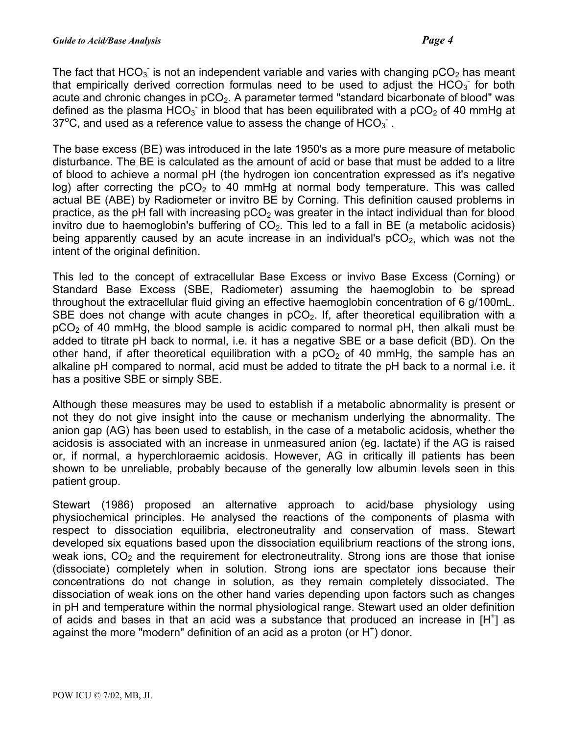The fact that $HCO_3^-$ is not an independent variable and varies with changing $pCO_2$ has meant that empirically derived correction formulas need to be used to adjust the $HCO_3^-$ for both acute and chronic changes in $pCO_2$. A parameter termed "standard bicarbonate of blood" was defined as the plasma $HCO_3^-$ in blood that has been equilibrated with a $pCO_2$ of 40 mmHg at 37°C, and used as a reference value to assess the change of $HCO_3^-$.

The base excess (BE) was introduced in the late 1950's as a more pure measure of metabolic disturbance. The BE is calculated as the amount of acid or base that must be added to a litre of blood to achieve a normal pH (the hydrogen ion concentration expressed as it's negative log) after correcting the $pCO_2$ to 40 mmHg at normal body temperature. This was called actual BE (ABE) by Radiometer or invitro BE by Corning. This definition caused problems in practice, as the pH fall with increasing $pCO_2$ was greater in the intact individual than for blood invitro due to haemoglobin's buffering of $CO_2$. This led to a fall in BE (a metabolic acidosis) being apparently caused by an acute increase in an individual's $pCO_2$, which was not the intent of the original definition.

This led to the concept of extracellular Base Excess or invivo Base Excess (Corning) or Standard Base Excess (SBE, Radiometer) assuming the haemoglobin to be spread throughout the extracellular fluid giving an effective haemoglobin concentration of 6 g/100mL. SBE does not change with acute changes in $pCO_2$. If, after theoretical equilibration with a $pCO_2$ of 40 mmHg, the blood sample is acidic compared to normal pH, then alkali must be added to titrate pH back to normal, i.e. it has a negative SBE or a base deficit (BD). On the other hand, if after theoretical equilibration with a $pCO_2$ of 40 mmHg, the sample has an alkaline pH compared to normal, acid must be added to titrate the pH back to a normal i.e. it has a positive SBE or simply SBE.

Although these measures may be used to establish if a metabolic abnormality is present or not they do not give insight into the cause or mechanism underlying the abnormality. The anion gap (AG) has been used to establish, in the case of a metabolic acidosis, whether the acidosis is associated with an increase in unmeasured anion (eg. lactate) if the AG is raised or, if normal, a hyperchloraemic acidosis. However, AG in critically ill patients has been shown to be unreliable, probably because of the generally low albumin levels seen in this patient group.

Stewart (1986) proposed an alternative approach to acid/base physiology using physiochemical principles. He analysed the reactions of the components of plasma with respect to dissociation equilibria, electroneutrality and conservation of mass. Stewart developed six equations based upon the dissociation equilibrium reactions of the strong ions, weak ions, $CO_2$ and the requirement for electroneutrality. Strong ions are those that ionise (dissociate) completely when in solution. Strong ions are spectator ions because their concentrations do not change in solution, as they remain completely dissociated. The dissociation of weak ions on the other hand varies depending upon factors such as changes in pH and temperature within the normal physiological range. Stewart used an older definition of acids and bases in that an acid was a substance that produced an increase in $[H^+]$ as against the more "modern" definition of an acid as a proton (or $H^+$) donor.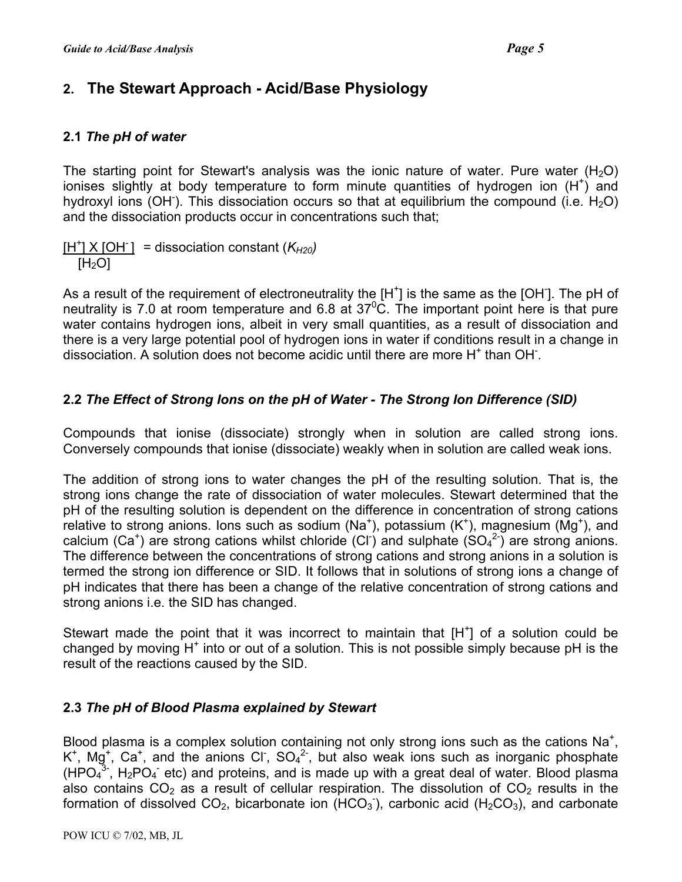## 2. The Stewart Approach - Acid/Base Physiology

### 2.1 *The pH of water*

The starting point for Stewart's analysis was the ionic nature of water. Pure water ($H_2O$) ionises slightly at body temperature to form minute quantities of hydrogen ion ($H^+$) and hydroxyl ions ($OH^-$). This dissociation occurs so that at equilibrium the compound (i.e. $H_2O$) and the dissociation products occur in concentrations such that;

$$\frac{[H^+] \times [OH^-]}{[H_2O]} = \text{dissociation constant } (K_{H2O})$$

As a result of the requirement of electroneutrality the $[H^+]$ is the same as the $[OH^-]$. The pH of neutrality is 7.0 at room temperature and 6.8 at $37^0$C. The important point here is that pure water contains hydrogen ions, albeit in very small quantities, as a result of dissociation and there is a very large potential pool of hydrogen ions in water if conditions result in a change in dissociation. A solution does not become acidic until there are more $H^+$ than $OH^-$.

### 2.2 *The Effect of Strong Ions on the pH of Water - The Strong Ion Difference (SID)*

Compounds that ionise (dissociate) strongly when in solution are called strong ions. Conversely compounds that ionise (dissociate) weakly when in solution are called weak ions.

The addition of strong ions to water changes the pH of the resulting solution. That is, the strong ions change the rate of dissociation of water molecules. Stewart determined that the pH of the resulting solution is dependent on the difference in concentration of strong cations relative to strong anions. Ions such as sodium ($Na^+$), potassium ($K^+$), magnesium ($Mg^+$), and calcium ($Ca^+$) are strong cations whilst chloride ($Cl^-$) and sulphate ($SO_4^{2-}$) are strong anions. The difference between the concentrations of strong cations and strong anions in a solution is termed the strong ion difference or SID. It follows that in solutions of strong ions a change of pH indicates that there has been a change of the relative concentration of strong cations and strong anions i.e. the SID has changed.

Stewart made the point that it was incorrect to maintain that $[H^+]$ of a solution could be changed by moving $H^+$ into or out of a solution. This is not possible simply because pH is the result of the reactions caused by the SID.

### 2.3 *The pH of Blood Plasma explained by Stewart*

Blood plasma is a complex solution containing not only strong ions such as the cations $Na^+$, $K^+$, $Mg^+$, $Ca^+$, and the anions $Cl^-$, $SO_4^{2-}$, but also weak ions such as inorganic phosphate ($HPO_4^{3-}$, $H_2PO_4^-$ etc) and proteins, and is made up with a great deal of water. Blood plasma also contains $CO_2$ as a result of cellular respiration. The dissolution of $CO_2$ results in the formation of dissolved $CO_2$, bicarbonate ion ($HCO_3^-$), carbonic acid ($H_2CO_3$), and carbonate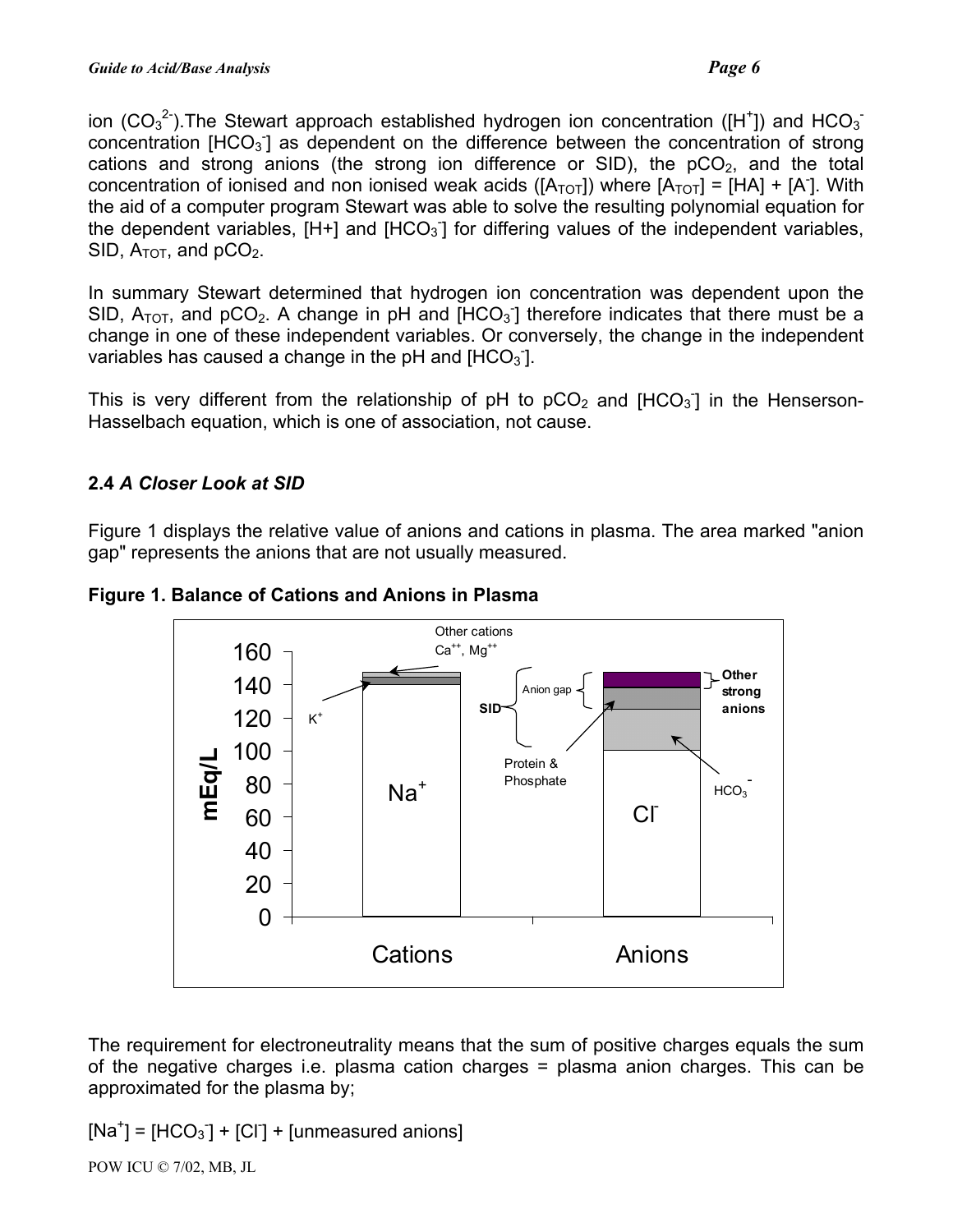ion ($CO_3^{2-}$).The Stewart approach established hydrogen ion concentration ($[H^+]$) and $HCO_3^-$ concentration $[HCO_3^-]$ as dependent on the difference between the concentration of strong cations and strong anions (the strong ion difference or SID), the $pCO_2$, and the total concentration of ionised and non ionised weak acids ($[A_{TOT}]$) where $[A_{TOT}] = [HA] + [A^-]$. With the aid of a computer program Stewart was able to solve the resulting polynomial equation for the dependent variables, $[H+]$ and $[HCO_3^-]$ for differing values of the independent variables, SID, $A_{TOT}$, and $pCO_2$.

In summary Stewart determined that hydrogen ion concentration was dependent upon the SID, $A_{TOT}$, and $pCO_2$. A change in pH and $[HCO_3^-]$ therefore indicates that there must be a change in one of these independent variables. Or conversely, the change in the independent variables has caused a change in the pH and $[HCO_3^-]$.

This is very different from the relationship of pH to $pCO_2$ and $[HCO_3^-]$ in the Henserson-Hasselbach equation, which is one of association, not cause.

### 2.4 *A Closer Look at SID*

Figure 1 displays the relative value of anions and cations in plasma. The area marked "anion gap" represents the anions that are not usually measured.

**Figure 1. Balance of Cations and Anions in Plasma**

The requirement for electroneutrality means that the sum of positive charges equals the sum of the negative charges i.e. plasma cation charges = plasma anion charges. This can be approximated for the plasma by;

$[Na^+] = [HCO_3^-] + [Cl^-] + [\text{unmeasured anions}]$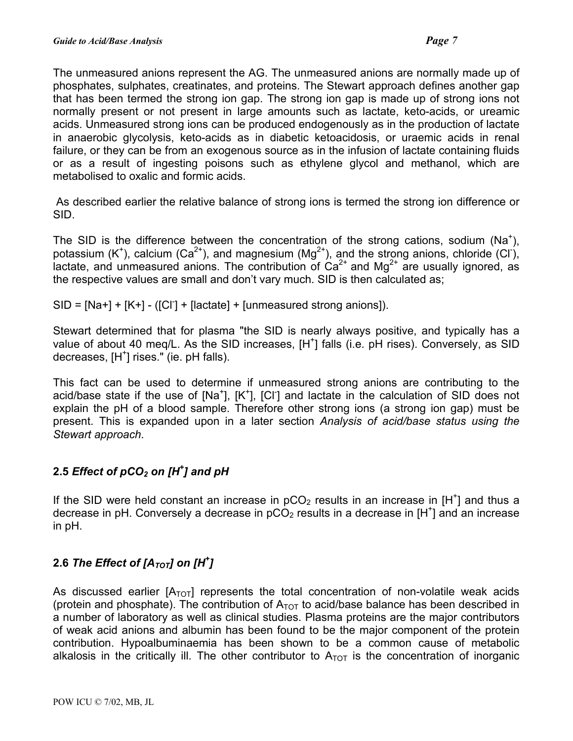The unmeasured anions represent the AG. The unmeasured anions are normally made up of phosphates, sulphates, creatinates, and proteins. The Stewart approach defines another gap that has been termed the strong ion gap. The strong ion gap is made up of strong ions not normally present or not present in large amounts such as lactate, keto-acids, or ureamic acids. Unmeasured strong ions can be produced endogenously as in the production of lactate in anaerobic glycolysis, keto-acids as in diabetic ketoacidosis, or uraemic acids in renal failure, or they can be from an exogenous source as in the infusion of lactate containing fluids or as a result of ingesting poisons such as ethylene glycol and methanol, which are metabolised to oxalic and formic acids.

As described earlier the relative balance of strong ions is termed the strong ion difference or SID.

The SID is the difference between the concentration of the strong cations, sodium ($Na^+$), potassium ($K^+$), calcium ($Ca^{2+}$), and magnesium ($Mg^{2+}$), and the strong anions, chloride ($Cl^-$), lactate, and unmeasured anions. The contribution of $Ca^{2+}$ and $Mg^{2+}$ are usually ignored, as the respective values are small and don't vary much. SID is then calculated as;

$$SID = [Na^+] + [K^+] - ([Cl^-] + [lactate] + [unmeasured\ strong\ anions]).$$

Stewart determined that for plasma "the SID is nearly always positive, and typically has a value of about 40 meq/L. As the SID increases, $[H^+]$ falls (i.e. pH rises). Conversely, as SID decreases, $[H^+]$ rises." (ie. pH falls).

This fact can be used to determine if unmeasured strong anions are contributing to the acid/base state if the use of $[Na^+]$, $[K^+]$, $[Cl^-]$ and lactate in the calculation of SID does not explain the pH of a blood sample. Therefore other strong ions (a strong ion gap) must be present. This is expanded upon in a later section *Analysis of acid/base status using the Stewart approach*.

## 2.5 *Effect of $pCO_2$ on $[H^+]$ and pH*

If the SID were held constant an increase in $pCO_2$ results in an increase in $[H^+]$ and thus a decrease in pH. Conversely a decrease in $pCO_2$ results in a decrease in $[H^+]$ and an increase in pH.

## 2.6 *The Effect of $[A_{TOT}]$ on $[H^+]$*

As discussed earlier $[A_{TOT}]$ represents the total concentration of non-volatile weak acids (protein and phosphate). The contribution of $A_{TOT}$ to acid/base balance has been described in a number of laboratory as well as clinical studies. Plasma proteins are the major contributors of weak acid anions and albumin has been found to be the major component of the protein contribution. Hypoalbuminaemia has been shown to be a common cause of metabolic alkalosis in the critically ill. The other contributor to $A_{TOT}$ is the concentration of inorganic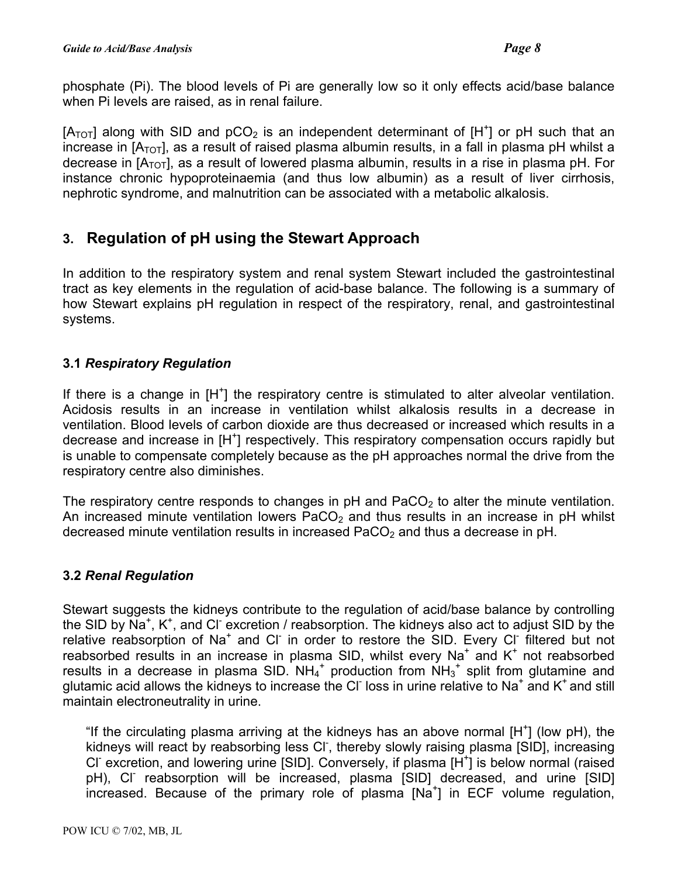phosphate (Pi). The blood levels of Pi are generally low so it only effects acid/base balance when Pi levels are raised, as in renal failure.

[$A_{TOT}$] along with SID and $pCO_2$ is an independent determinant of [$H^+$] or pH such that an increase in [$A_{TOT}$], as a result of raised plasma albumin results, in a fall in plasma pH whilst a decrease in [$A_{TOT}$], as a result of lowered plasma albumin, results in a rise in plasma pH. For instance chronic hypoproteinaemia (and thus low albumin) as a result of liver cirrhosis, nephrotic syndrome, and malnutrition can be associated with a metabolic alkalosis.

## 3. Regulation of pH using the Stewart Approach

In addition to the respiratory system and renal system Stewart included the gastrointestinal tract as key elements in the regulation of acid-base balance. The following is a summary of how Stewart explains pH regulation in respect of the respiratory, renal, and gastrointestinal systems.

### 3.1 *Respiratory Regulation*

If there is a change in [$H^+$] the respiratory centre is stimulated to alter alveolar ventilation. Acidosis results in an increase in ventilation whilst alkalosis results in a decrease in ventilation. Blood levels of carbon dioxide are thus decreased or increased which results in a decrease and increase in [$H^+$] respectively. This respiratory compensation occurs rapidly but is unable to compensate completely because as the pH approaches normal the drive from the respiratory centre also diminishes.

The respiratory centre responds to changes in pH and $PaCO_2$ to alter the minute ventilation. An increased minute ventilation lowers $PaCO_2$ and thus results in an increase in pH whilst decreased minute ventilation results in increased $PaCO_2$ and thus a decrease in pH.

### 3.2 *Renal Regulation*

Stewart suggests the kidneys contribute to the regulation of acid/base balance by controlling the SID by $Na^+$, $K^+$, and $Cl^-$ excretion / reabsorption. The kidneys also act to adjust SID by the relative reabsorption of $Na^+$ and $Cl^-$ in order to restore the SID. Every $Cl^-$ filtered but not reabsorbed results in an increase in plasma SID, whilst every $Na^+$ and $K^+$ not reabsorbed results in a decrease in plasma SID. $NH_4^+$ production from $NH_3^+$ split from glutamine and glutamic acid allows the kidneys to increase the $Cl^-$ loss in urine relative to $Na^+$ and $K^+$ and still maintain electroneutrality in urine.

> "If the circulating plasma arriving at the kidneys has an above normal [$H^+$] (low pH), the kidneys will react by reabsorbing less $Cl^-$, thereby slowly raising plasma [SID], increasing $Cl^-$ excretion, and lowering urine [SID]. Conversely, if plasma [$H^+$] is below normal (raised pH), $Cl^-$ reabsorption will be increased, plasma [SID] decreased, and urine [SID] increased. Because of the primary role of plasma [$Na^+$] in ECF volume regulation,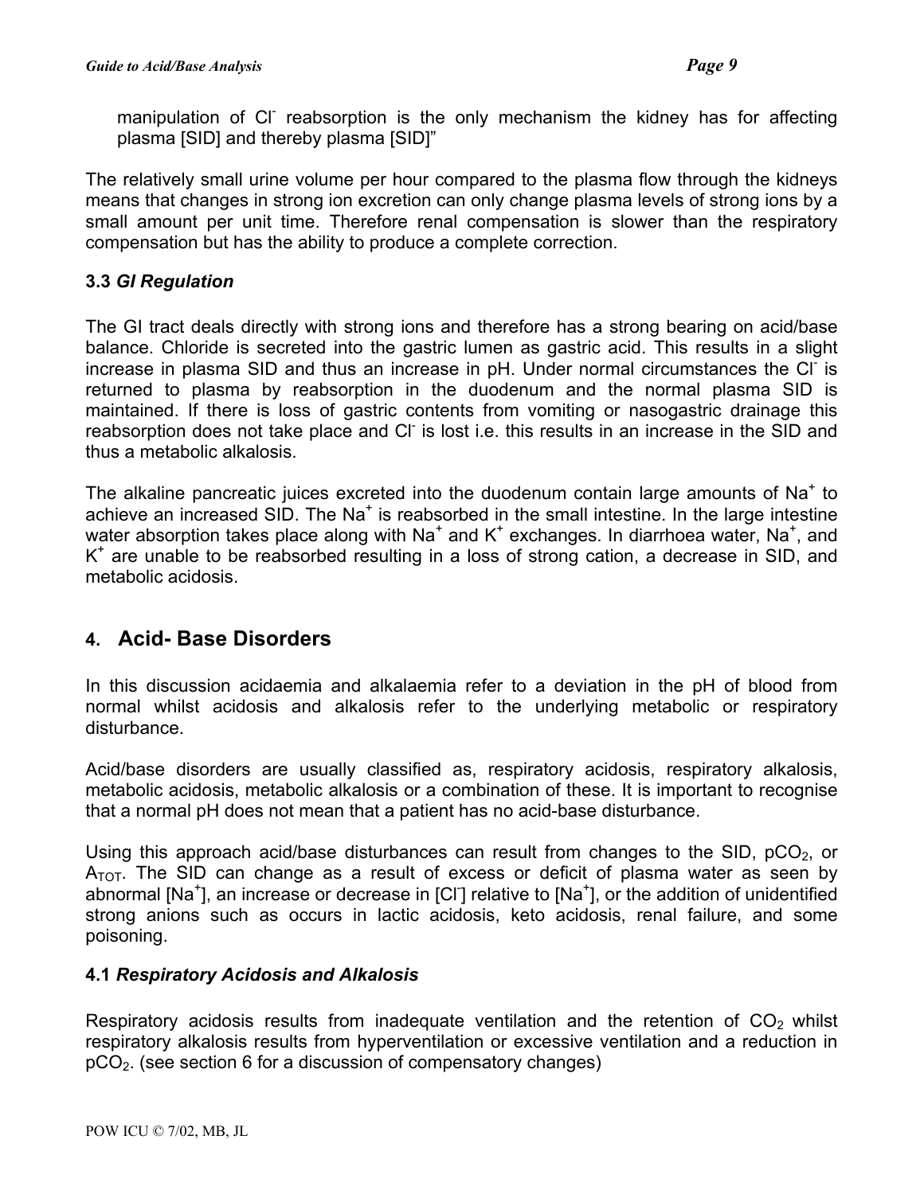manipulation of $Cl^-$ reabsorption is the only mechanism the kidney has for affecting plasma [SID] and thereby plasma [SID]"

The relatively small urine volume per hour compared to the plasma flow through the kidneys means that changes in strong ion excretion can only change plasma levels of strong ions by a small amount per unit time. Therefore renal compensation is slower than the respiratory compensation but has the ability to produce a complete correction.

### 3.3 *GI Regulation*

The GI tract deals directly with strong ions and therefore has a strong bearing on acid/base balance. Chloride is secreted into the gastric lumen as gastric acid. This results in a slight increase in plasma SID and thus an increase in pH. Under normal circumstances the $Cl^-$ is returned to plasma by reabsorption in the duodenum and the normal plasma SID is maintained. If there is loss of gastric contents from vomiting or nasogastric drainage this reabsorption does not take place and $Cl^-$ is lost i.e. this results in an increase in the SID and thus a metabolic alkalosis.

The alkaline pancreatic juices excreted into the duodenum contain large amounts of $Na^+$ to achieve an increased SID. The $Na^+$ is reabsorbed in the small intestine. In the large intestine water absorption takes place along with $Na^+$ and $K^+$ exchanges. In diarrhoea water, $Na^+$, and $K^+$ are unable to be reabsorbed resulting in a loss of strong cation, a decrease in SID, and metabolic acidosis.

## 4. Acid- Base Disorders

In this discussion acidaemia and alkalaemia refer to a deviation in the pH of blood from normal whilst acidosis and alkalosis refer to the underlying metabolic or respiratory disturbance.

Acid/base disorders are usually classified as, respiratory acidosis, respiratory alkalosis, metabolic acidosis, metabolic alkalosis or a combination of these. It is important to recognise that a normal pH does not mean that a patient has no acid-base disturbance.

Using this approach acid/base disturbances can result from changes to the SID, $pCO_2$, or $A_{TOT}$. The SID can change as a result of excess or deficit of plasma water as seen by abnormal [$Na^+$], an increase or decrease in [$Cl^-$] relative to [$Na^+$], or the addition of unidentified strong anions such as occurs in lactic acidosis, keto acidosis, renal failure, and some poisoning.

### 4.1 *Respiratory Acidosis and Alkalosis*

Respiratory acidosis results from inadequate ventilation and the retention of $CO_2$ whilst respiratory alkalosis results from hyperventilation or excessive ventilation and a reduction in $pCO_2$. (see section 6 for a discussion of compensatory changes)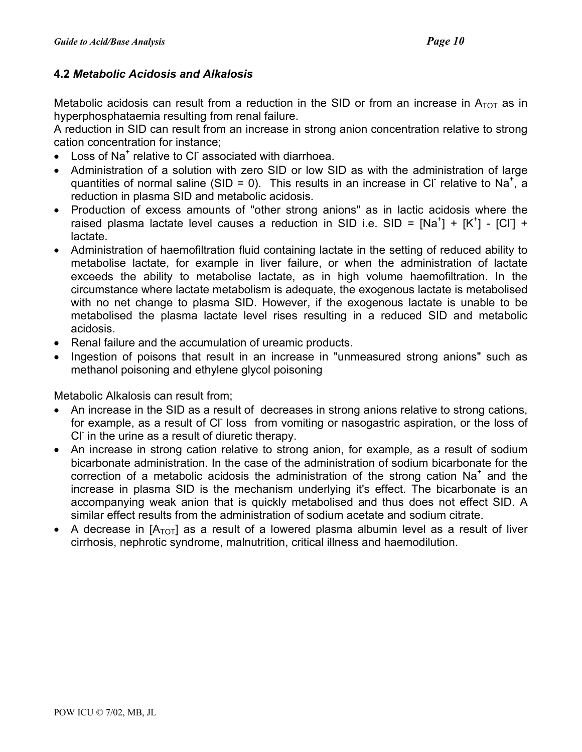### 4.2 *Metabolic Acidosis and Alkalosis*

Metabolic acidosis can result from a reduction in the SID or from an increase in $A_{TOT}$ as in hyperphosphataemia resulting from renal failure.
A reduction in SID can result from an increase in strong anion concentration relative to strong cation concentration for instance;

- Loss of $Na^+$ relative to $Cl^-$ associated with diarrhoea.
- Administration of a solution with zero SID or low SID as with the administration of large quantities of normal saline (SID = 0). This results in an increase in $Cl^-$ relative to $Na^+$, a reduction in plasma SID and metabolic acidosis.
- Production of excess amounts of "other strong anions" as in lactic acidosis where the raised plasma lactate level causes a reduction in SID i.e. SID = $[Na^+] + [K^+] - [Cl^-]$ + lactate.
- Administration of haemofiltration fluid containing lactate in the setting of reduced ability to metabolise lactate, for example in liver failure, or when the administration of lactate exceeds the ability to metabolise lactate, as in high volume haemofiltration. In the circumstance where lactate metabolism is adequate, the exogenous lactate is metabolised with no net change to plasma SID. However, if the exogenous lactate is unable to be metabolised the plasma lactate level rises resulting in a reduced SID and metabolic acidosis.
- Renal failure and the accumulation of ureamic products.
- Ingestion of poisons that result in an increase in "unmeasured strong anions" such as methanol poisoning and ethylene glycol poisoning

Metabolic Alkalosis can result from;

- An increase in the SID as a result of decreases in strong anions relative to strong cations, for example, as a result of $Cl^-$ loss from vomiting or nasogastric aspiration, or the loss of $Cl^-$ in the urine as a result of diuretic therapy.
- An increase in strong cation relative to strong anion, for example, as a result of sodium bicarbonate administration. In the case of the administration of sodium bicarbonate for the correction of a metabolic acidosis the administration of the strong cation $Na^+$ and the increase in plasma SID is the mechanism underlying it's effect. The bicarbonate is an accompanying weak anion that is quickly metabolised and thus does not effect SID. A similar effect results from the administration of sodium acetate and sodium citrate.
- A decrease in $[A_{TOT}]$ as a result of a lowered plasma albumin level as a result of liver cirrhosis, nephrotic syndrome, malnutrition, critical illness and haemodilution.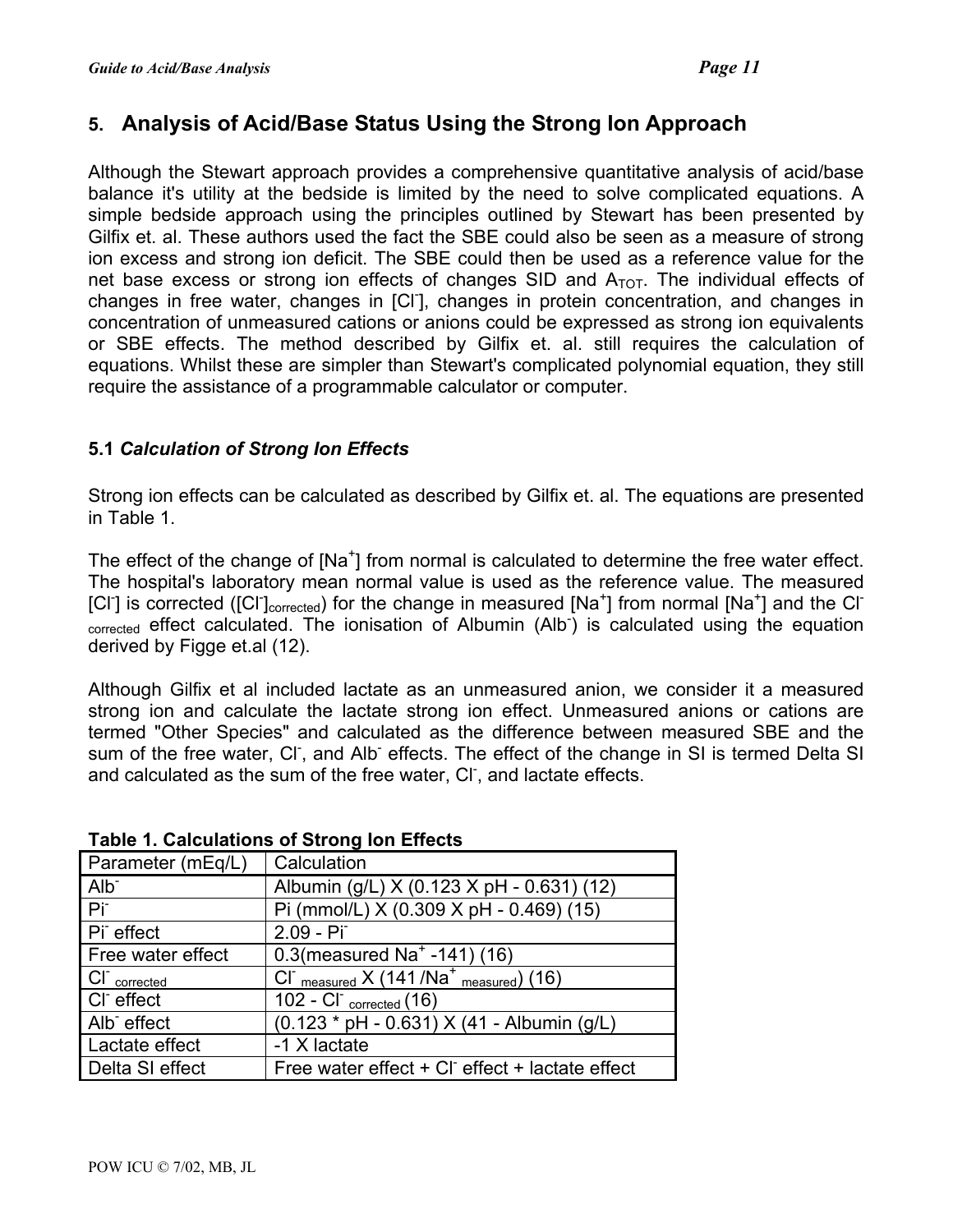## 5. Analysis of Acid/Base Status Using the Strong Ion Approach

Although the Stewart approach provides a comprehensive quantitative analysis of acid/base balance it's utility at the bedside is limited by the need to solve complicated equations. A simple bedside approach using the principles outlined by Stewart has been presented by Gilfix et. al. These authors used the fact the SBE could also be seen as a measure of strong ion excess and strong ion deficit. The SBE could then be used as a reference value for the net base excess or strong ion effects of changes SID and $A_{TOT}$. The individual effects of changes in free water, changes in [$Cl^-$], changes in protein concentration, and changes in concentration of unmeasured cations or anions could be expressed as strong ion equivalents or SBE effects. The method described by Gilfix et. al. still requires the calculation of equations. Whilst these are simpler than Stewart's complicated polynomial equation, they still require the assistance of a programmable calculator or computer.

### 5.1 *Calculation of Strong Ion Effects*

Strong ion effects can be calculated as described by Gilfix et. al. The equations are presented in Table 1.

The effect of the change of [$Na^+$] from normal is calculated to determine the free water effect. The hospital's laboratory mean normal value is used as the reference value. The measured [$Cl^-$] is corrected ($[Cl^-]_{corrected}$) for the change in measured [$Na^+$] from normal [$Na^+$] and the $Cl^-_{corrected}$ effect calculated. The ionisation of Albumin ($Alb^-$) is calculated using the equation derived by Figge et.al (12).

Although Gilfix et al included lactate as an unmeasured anion, we consider it a measured strong ion and calculate the lactate strong ion effect. Unmeasured anions or cations are termed "Other Species" and calculated as the difference between measured SBE and the sum of the free water, $Cl^-$, and $Alb^-$ effects. The effect of the change in SI is termed Delta SI and calculated as the sum of the free water, $Cl^-$, and lactate effects.

**Table 1. Calculations of Strong Ion Effects**

| Parameter (mEq/L) | Calculation |
|---|---|
| $Alb^-$ | Albumin (g/L) X (0.123 X pH - 0.631) (12) |
| $Pi^-$ | Pi (mmol/L) X (0.309 X pH - 0.469) (15) |
| $Pi^-$ effect | 2.09 - $Pi^-$ |
| Free water effect | 0.3(measured $Na^+$ -141) (16) |
| $Cl^-_{corrected}$ | $Cl^-_{measured}$ X (141 /$Na^+_{measured}$) (16) |
| $Cl^-$ effect | 102 - $Cl^-_{corrected}$ (16) |
| $Alb^-$ effect | (0.123 * pH - 0.631) X (41 - Albumin (g/L) |
| Lactate effect | -1 X lactate |
| Delta SI effect | Free water effect + $Cl^-$ effect + lactate effect |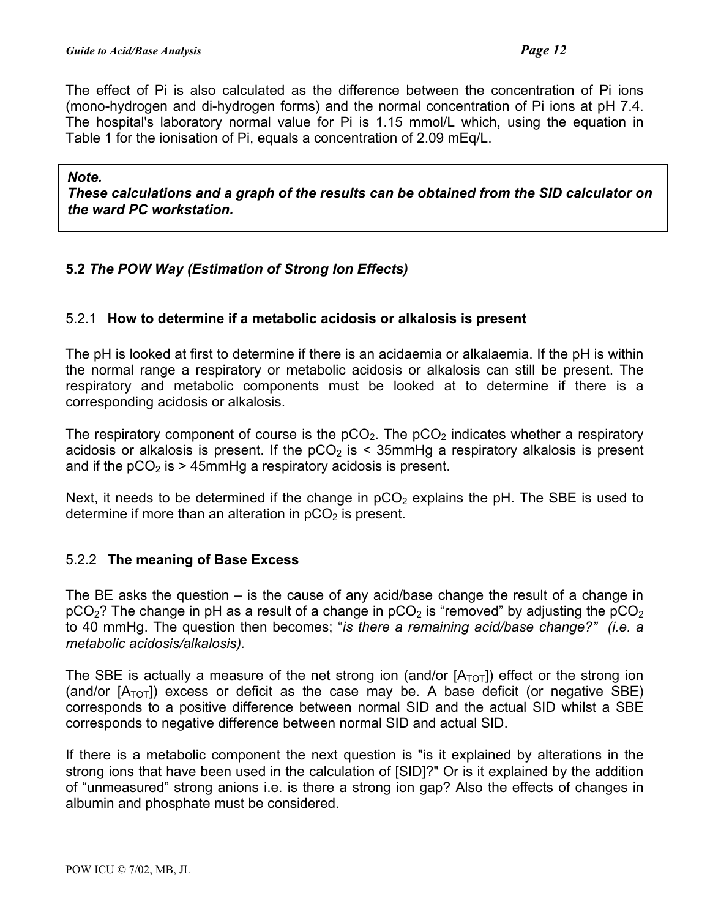The effect of Pi is also calculated as the difference between the concentration of Pi ions (mono-hydrogen and di-hydrogen forms) and the normal concentration of Pi ions at pH 7.4. The hospital's laboratory normal value for Pi is 1.15 mmol/L which, using the equation in Table 1 for the ionisation of Pi, equals a concentration of 2.09 mEq/L.

> ***Note.***
> ***These calculations and a graph of the results can be obtained from the SID calculator on the ward PC workstation.***

### 5.2 *The POW Way (Estimation of Strong Ion Effects)*

#### 5.2.1 **How to determine if a metabolic acidosis or alkalosis is present**

The pH is looked at first to determine if there is an acidaemia or alkalaemia. If the pH is within the normal range a respiratory or metabolic acidosis or alkalosis can still be present. The respiratory and metabolic components must be looked at to determine if there is a corresponding acidosis or alkalosis.

The respiratory component of course is the $pCO_2$. The $pCO_2$ indicates whether a respiratory acidosis or alkalosis is present. If the $pCO_2$ is < 35mmHg a respiratory alkalosis is present and if the $pCO_2$ is > 45mmHg a respiratory acidosis is present.

Next, it needs to be determined if the change in $pCO_2$ explains the pH. The SBE is used to determine if more than an alteration in $pCO_2$ is present.

#### 5.2.2 **The meaning of Base Excess**

The BE asks the question – is the cause of any acid/base change the result of a change in $pCO_2$? The change in pH as a result of a change in $pCO_2$ is "removed" by adjusting the $pCO_2$ to 40 mmHg. The question then becomes; "*is there a remaining acid/base change?" (i.e. a metabolic acidosis/alkalosis).*

The SBE is actually a measure of the net strong ion (and/or $[A_{TOT}]$) effect or the strong ion (and/or $[A_{TOT}]$) excess or deficit as the case may be. A base deficit (or negative SBE) corresponds to a positive difference between normal SID and the actual SID whilst a SBE corresponds to negative difference between normal SID and actual SID.

If there is a metabolic component the next question is "is it explained by alterations in the strong ions that have been used in the calculation of [SID]?" Or is it explained by the addition of "unmeasured" strong anions i.e. is there a strong ion gap? Also the effects of changes in albumin and phosphate must be considered.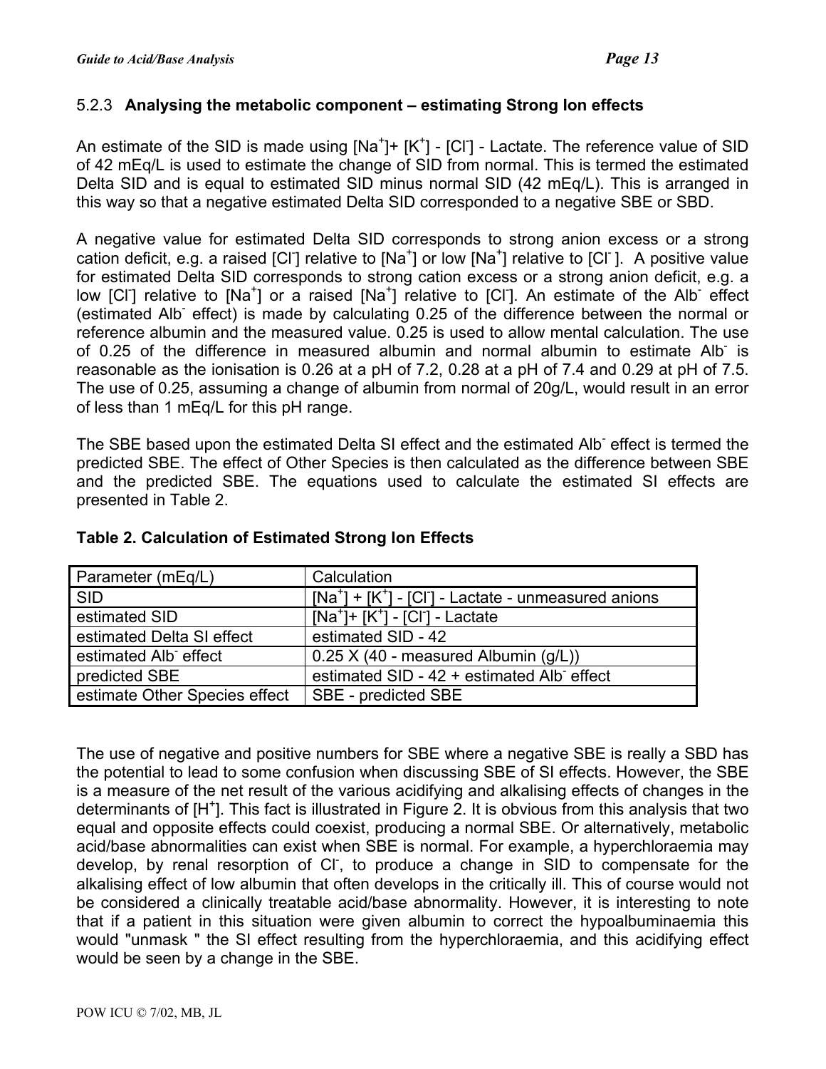### 5.2.3 **Analysing the metabolic component – estimating Strong Ion effects**

An estimate of the SID is made using $[Na^+]$+ $[K^+]$ - $[Cl^-]$ - Lactate. The reference value of SID of 42 mEq/L is used to estimate the change of SID from normal. This is termed the estimated Delta SID and is equal to estimated SID minus normal SID (42 mEq/L). This is arranged in this way so that a negative estimated Delta SID corresponded to a negative SBE or SBD.

A negative value for estimated Delta SID corresponds to strong anion excess or a strong cation deficit, e.g. a raised $[Cl^-]$ relative to $[Na^+]$ or low $[Na^+]$ relative to $[Cl^-]$. A positive value for estimated Delta SID corresponds to strong cation excess or a strong anion deficit, e.g. a low $[Cl^-]$ relative to $[Na^+]$ or a raised $[Na^+]$ relative to $[Cl^-]$. An estimate of the $Alb^-$ effect (estimated $Alb^-$ effect) is made by calculating 0.25 of the difference between the normal or reference albumin and the measured value. 0.25 is used to allow mental calculation. The use of 0.25 of the difference in measured albumin and normal albumin to estimate $Alb^-$ is reasonable as the ionisation is 0.26 at a pH of 7.2, 0.28 at a pH of 7.4 and 0.29 at pH of 7.5. The use of 0.25, assuming a change of albumin from normal of 20g/L, would result in an error of less than 1 mEq/L for this pH range.

The SBE based upon the estimated Delta SI effect and the estimated $Alb^-$ effect is termed the predicted SBE. The effect of Other Species is then calculated as the difference between SBE and the predicted SBE. The equations used to calculate the estimated SI effects are presented in Table 2.

**Table 2. Calculation of Estimated Strong Ion Effects**

| Parameter (mEq/L) | Calculation |
|---|---|
| SID | $[Na^+]$ + $[K^+]$ - $[Cl^-]$ - Lactate - unmeasured anions |
| estimated SID | $[Na^+]$+ $[K^+]$ - $[Cl^-]$ - Lactate |
| estimated Delta SI effect | estimated SID - 42 |
| estimated $Alb^-$ effect | 0.25 X (40 - measured Albumin (g/L)) |
| predicted SBE | estimated SID - 42 + estimated $Alb^-$ effect |
| estimate Other Species effect | SBE - predicted SBE |

The use of negative and positive numbers for SBE where a negative SBE is really a SBD has the potential to lead to some confusion when discussing SBE of SI effects. However, the SBE is a measure of the net result of the various acidifying and alkalising effects of changes in the determinants of $[H^+]$. This fact is illustrated in Figure 2. It is obvious from this analysis that two equal and opposite effects could coexist, producing a normal SBE. Or alternatively, metabolic acid/base abnormalities can exist when SBE is normal. For example, a hyperchloraemia may develop, by renal resorption of $Cl^-$, to produce a change in SID to compensate for the alkalising effect of low albumin that often develops in the critically ill. This of course would not be considered a clinically treatable acid/base abnormality. However, it is interesting to note that if a patient in this situation were given albumin to correct the hypoalbuminaemia this would "unmask " the SI effect resulting from the hyperchloraemia, and this acidifying effect would be seen by a change in the SBE.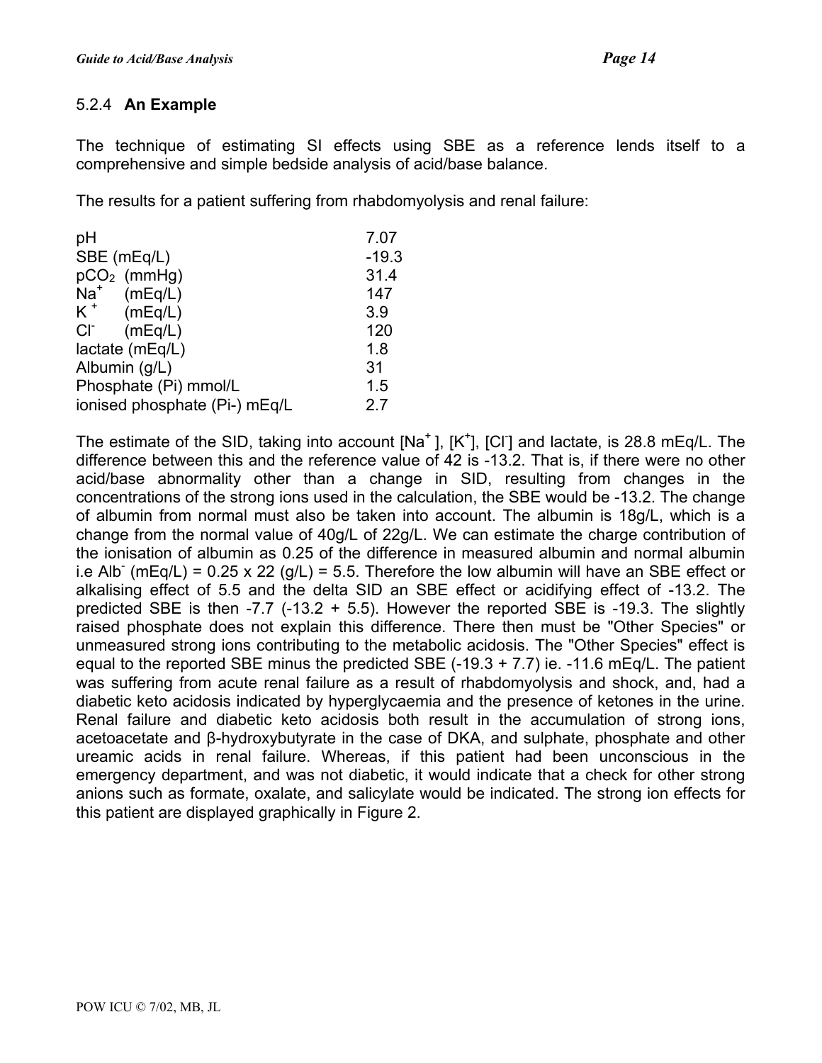### 5.2.4 **An Example**

The technique of estimating SI effects using SBE as a reference lends itself to a comprehensive and simple bedside analysis of acid/base balance.

The results for a patient suffering from rhabdomyolysis and renal failure:

| | |
|---|---|
| pH | 7.07 |
| SBE (mEq/L) | -19.3 |
| $pCO_2$ (mmHg) | 31.4 |
| $Na^+$ (mEq/L) | 147 |
| $K^+$ (mEq/L) | 3.9 |
| $Cl^-$ (mEq/L) | 120 |
| lactate (mEq/L) | 1.8 |
| Albumin (g/L) | 31 |
| Phosphate (Pi) mmol/L | 1.5 |
| ionised phosphate (Pi-) mEq/L | 2.7 |

The estimate of the SID, taking into account [$Na^+$], [$K^+$], [$Cl^-$] and lactate, is 28.8 mEq/L. The difference between this and the reference value of 42 is -13.2. That is, if there were no other acid/base abnormality other than a change in SID, resulting from changes in the concentrations of the strong ions used in the calculation, the SBE would be -13.2. The change of albumin from normal must also be taken into account. The albumin is 18g/L, which is a change from the normal value of 40g/L of 22g/L. We can estimate the charge contribution of the ionisation of albumin as 0.25 of the difference in measured albumin and normal albumin i.e $Alb^-$ (mEq/L) = 0.25 x 22 (g/L) = 5.5. Therefore the low albumin will have an SBE effect or alkalising effect of 5.5 and the delta SID an SBE effect or acidifying effect of -13.2. The predicted SBE is then -7.7 (-13.2 + 5.5). However the reported SBE is -19.3. The slightly raised phosphate does not explain this difference. There then must be "Other Species" or unmeasured strong ions contributing to the metabolic acidosis. The "Other Species" effect is equal to the reported SBE minus the predicted SBE (-19.3 + 7.7) ie. -11.6 mEq/L. The patient was suffering from acute renal failure as a result of rhabdomyolysis and shock, and, had a diabetic keto acidosis indicated by hyperglycaemia and the presence of ketones in the urine. Renal failure and diabetic keto acidosis both result in the accumulation of strong ions, acetoacetate and β-hydroxybutyrate in the case of DKA, and sulphate, phosphate and other ureamic acids in renal failure. Whereas, if this patient had been unconscious in the emergency department, and was not diabetic, it would indicate that a check for other strong anions such as formate, oxalate, and salicylate would be indicated. The strong ion effects for this patient are displayed graphically in Figure 2.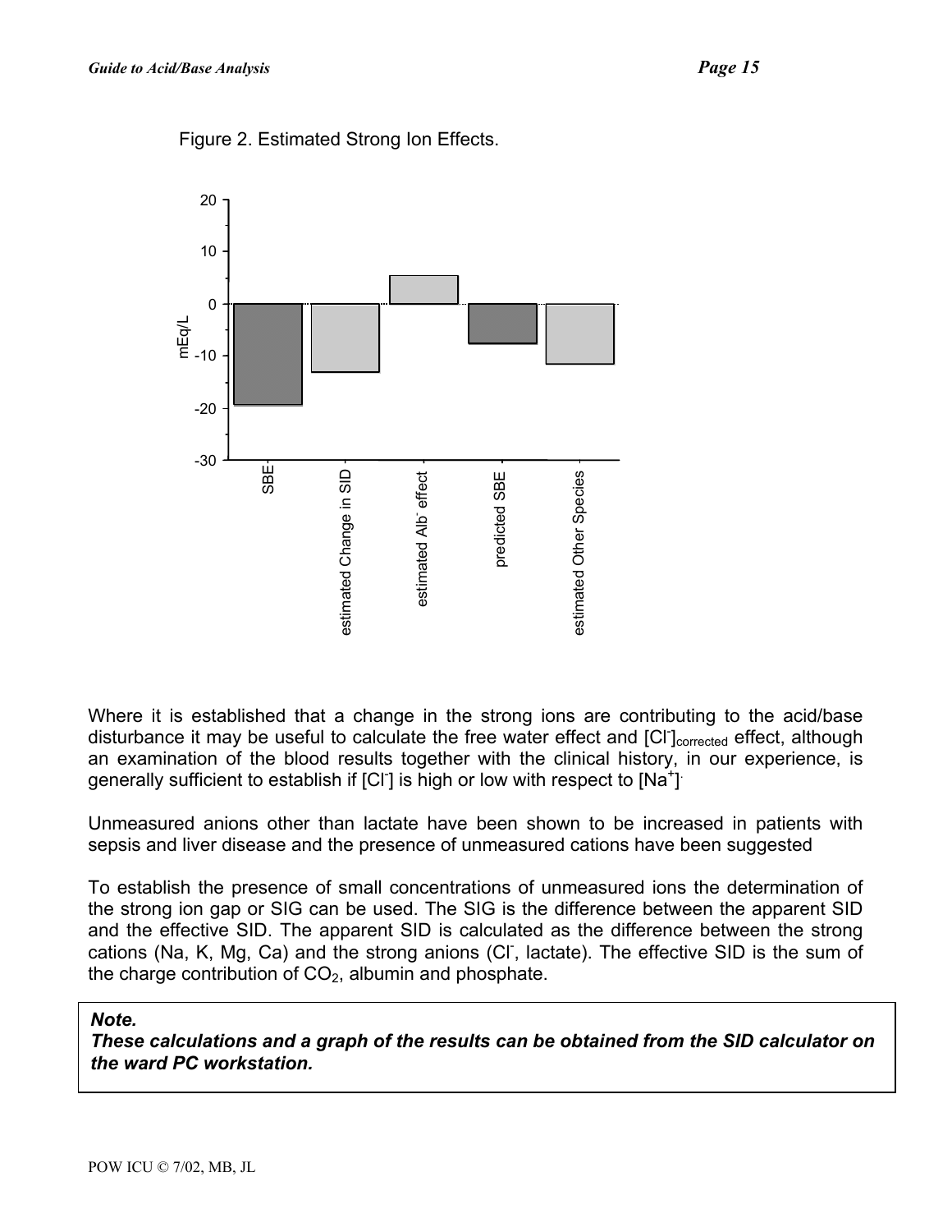Figure 2. Estimated Strong Ion Effects.

Where it is established that a change in the strong ions are contributing to the acid/base disturbance it may be useful to calculate the free water effect and $[Cl^-]_{corrected}$ effect, although an examination of the blood results together with the clinical history, in our experience, is generally sufficient to establish if $[Cl^-]$ is high or low with respect to $[Na^+]$.

Unmeasured anions other than lactate have been shown to be increased in patients with sepsis and liver disease and the presence of unmeasured cations have been suggested

To establish the presence of small concentrations of unmeasured ions the determination of the strong ion gap or SIG can be used. The SIG is the difference between the apparent SID and the effective SID. The apparent SID is calculated as the difference between the strong cations (Na, K, Mg, Ca) and the strong anions ($Cl^-$, lactate). The effective SID is the sum of the charge contribution of $CO_2$, albumin and phosphate.

> ***Note.***
> ***These calculations and a graph of the results can be obtained from the SID calculator on the ward PC workstation.***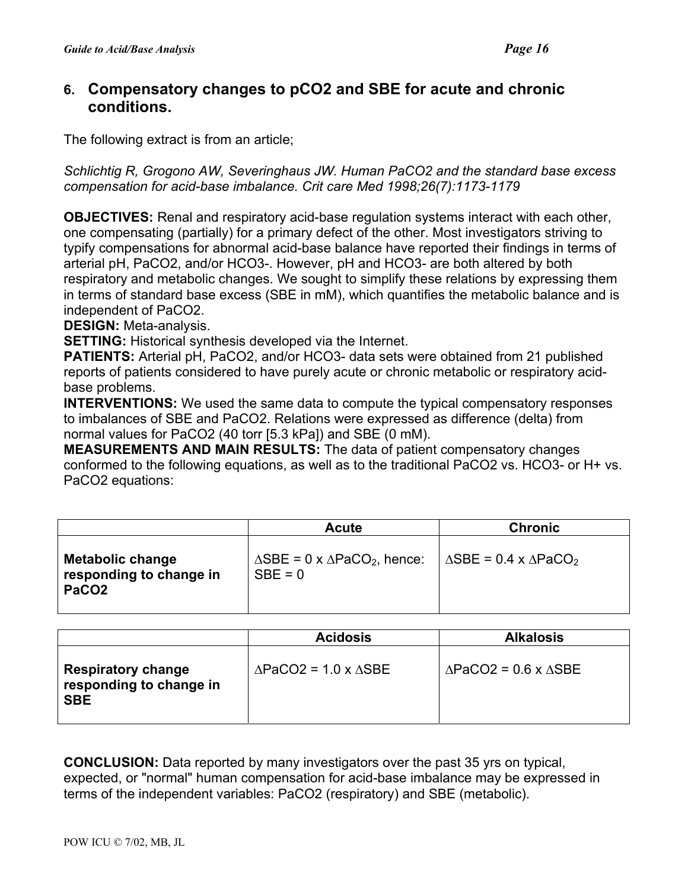## 6. Compensatory changes to pCO2 and SBE for acute and chronic conditions.

The following extract is from an article;

*Schlichtig R, Grogono AW, Severinghaus JW. Human PaCO2 and the standard base excess compensation for acid-base imbalance. Crit care Med 1998;26(7):1173-1179*

**OBJECTIVES:** Renal and respiratory acid-base regulation systems interact with each other, one compensating (partially) for a primary defect of the other. Most investigators striving to typify compensations for abnormal acid-base balance have reported their findings in terms of arterial pH, PaCO2, and/or HCO3-. However, pH and HCO3- are both altered by both respiratory and metabolic changes. We sought to simplify these relations by expressing them in terms of standard base excess (SBE in mM), which quantifies the metabolic balance and is independent of PaCO2.
**DESIGN:** Meta-analysis.
**SETTING:** Historical synthesis developed via the Internet.
**PATIENTS:** Arterial pH, PaCO2, and/or HCO3- data sets were obtained from 21 published reports of patients considered to have purely acute or chronic metabolic or respiratory acid-base problems.
**INTERVENTIONS:** We used the same data to compute the typical compensatory responses to imbalances of SBE and PaCO2. Relations were expressed as difference (delta) from normal values for PaCO2 (40 torr [5.3 kPa]) and SBE (0 mM).
**MEASUREMENTS AND MAIN RESULTS:** The data of patient compensatory changes conformed to the following equations, as well as to the traditional PaCO2 vs. HCO3- or H+ vs. PaCO2 equations:

| | Acute | Chronic |
|---|---|---|
| **Metabolic change responding to change in PaCO2** | $\Delta SBE = 0 \times \Delta PaCO_2$, hence: SBE = 0 | $\Delta SBE = 0.4 \times \Delta PaCO_2$ |

| | Acidosis | Alkalosis |
|---|---|---|
| **Respiratory change responding to change in SBE** | $\Delta PaCO2 = 1.0 \times \Delta SBE$ | $\Delta PaCO2 = 0.6 \times \Delta SBE$ |

**CONCLUSION:** Data reported by many investigators over the past 35 yrs on typical, expected, or "normal" human compensation for acid-base imbalance may be expressed in terms of the independent variables: PaCO2 (respiratory) and SBE (metabolic).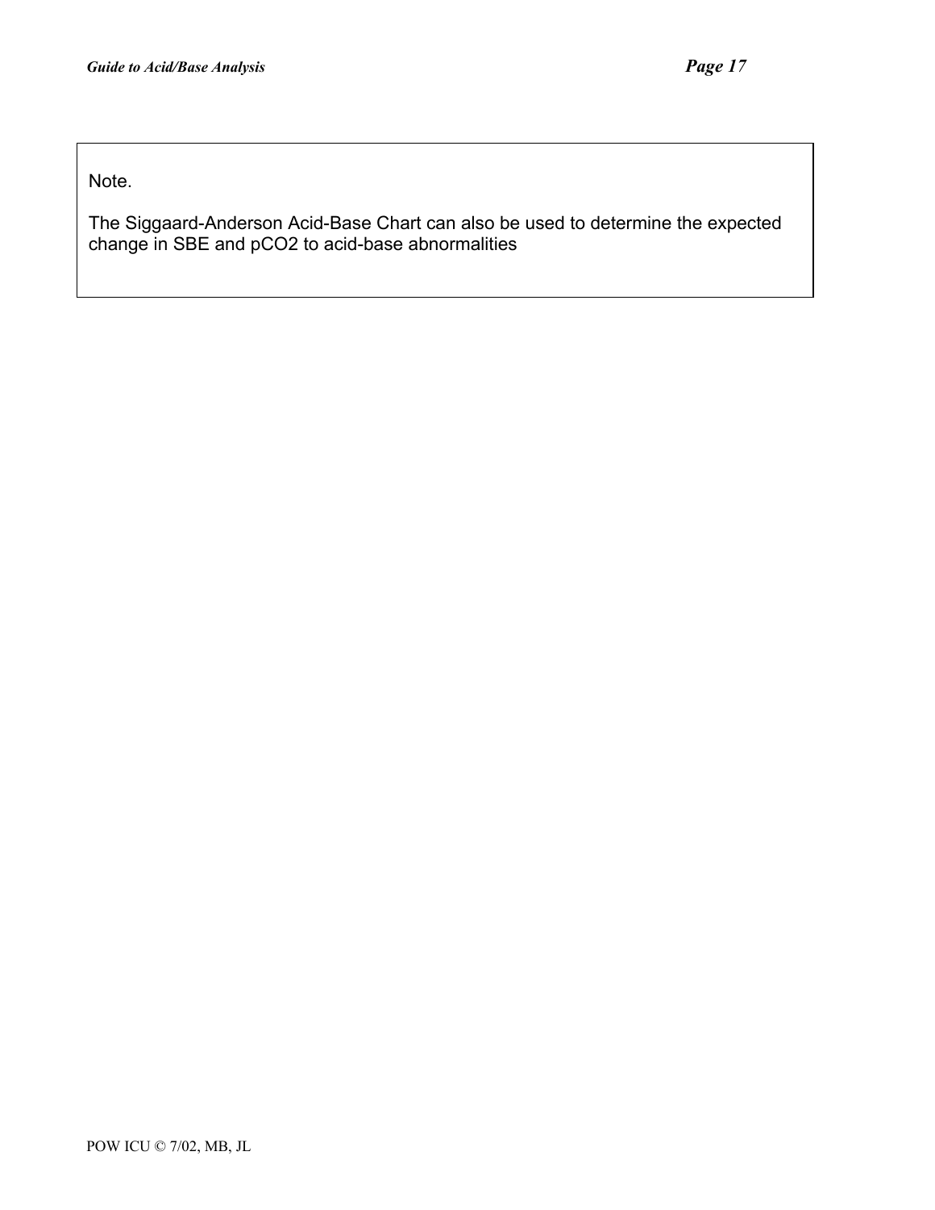Note.

The Siggaard-Anderson Acid-Base Chart can also be used to determine the expected change in SBE and $pCO_2$ to acid-base abnormalities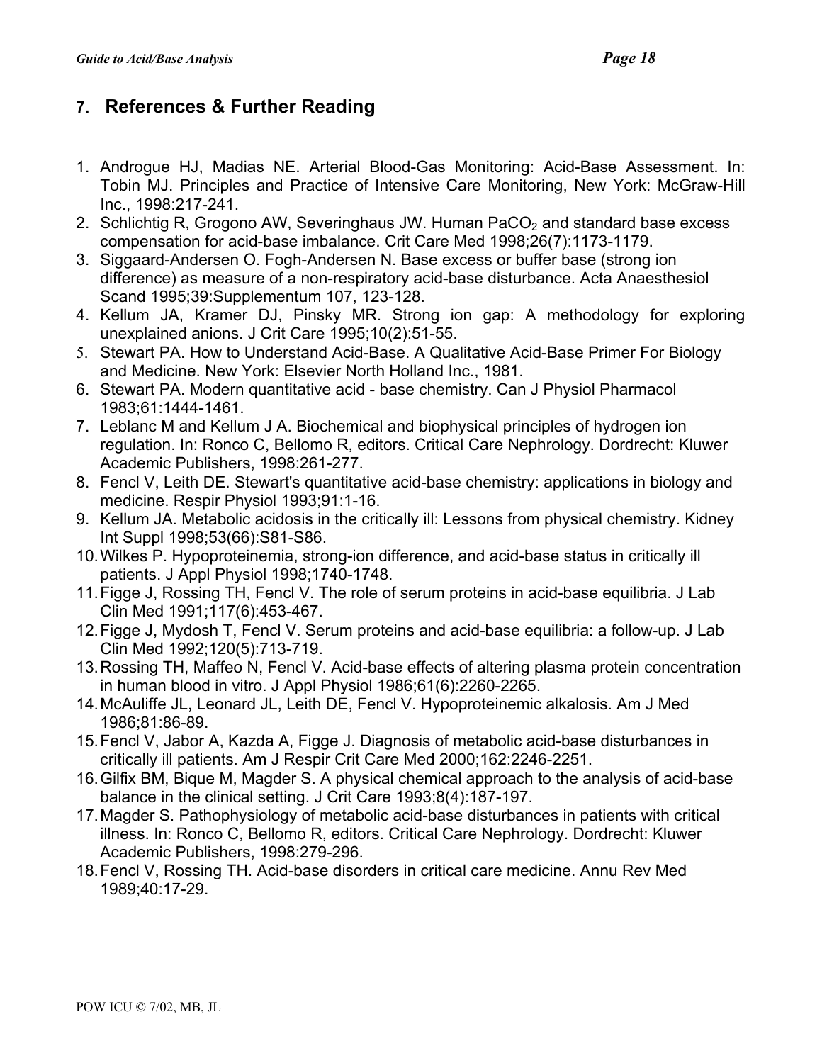## 7. References & Further Reading

1. Androgue HJ, Madias NE. Arterial Blood-Gas Monitoring: Acid-Base Assessment. In: Tobin MJ. Principles and Practice of Intensive Care Monitoring, New York: McGraw-Hill Inc., 1998:217-241.
2. Schlichtig R, Grogono AW, Severinghaus JW. Human $PaCO_2$ and standard base excess compensation for acid-base imbalance. Crit Care Med 1998;26(7):1173-1179.
3. Siggaard-Andersen O. Fogh-Andersen N. Base excess or buffer base (strong ion difference) as measure of a non-respiratory acid-base disturbance. Acta Anaesthesiol Scand 1995;39:Supplementum 107, 123-128.
4. Kellum JA, Kramer DJ, Pinsky MR. Strong ion gap: A methodology for exploring unexplained anions. J Crit Care 1995;10(2):51-55.
5. Stewart PA. How to Understand Acid-Base. A Qualitative Acid-Base Primer For Biology and Medicine. New York: Elsevier North Holland Inc., 1981.
6. Stewart PA. Modern quantitative acid - base chemistry. Can J Physiol Pharmacol 1983;61:1444-1461.
7. Leblanc M and Kellum J A. Biochemical and biophysical principles of hydrogen ion regulation. In: Ronco C, Bellomo R, editors. Critical Care Nephrology. Dordrecht: Kluwer Academic Publishers, 1998:261-277.
8. Fencl V, Leith DE. Stewart's quantitative acid-base chemistry: applications in biology and medicine. Respir Physiol 1993;91:1-16.
9. Kellum JA. Metabolic acidosis in the critically ill: Lessons from physical chemistry. Kidney Int Suppl 1998;53(66):S81-S86.
10. Wilkes P. Hypoproteinemia, strong-ion difference, and acid-base status in critically ill patients. J Appl Physiol 1998;1740-1748.
11. Figge J, Rossing TH, Fencl V. The role of serum proteins in acid-base equilibria. J Lab Clin Med 1991;117(6):453-467.
12. Figge J, Mydosh T, Fencl V. Serum proteins and acid-base equilibria: a follow-up. J Lab Clin Med 1992;120(5):713-719.
13. Rossing TH, Maffeo N, Fencl V. Acid-base effects of altering plasma protein concentration in human blood in vitro. J Appl Physiol 1986;61(6):2260-2265.
14. McAuliffe JL, Leonard JL, Leith DE, Fencl V. Hypoproteinemic alkalosis. Am J Med 1986;81:86-89.
15. Fencl V, Jabor A, Kazda A, Figge J. Diagnosis of metabolic acid-base disturbances in critically ill patients. Am J Respir Crit Care Med 2000;162:2246-2251.
16. Gilfix BM, Bique M, Magder S. A physical chemical approach to the analysis of acid-base balance in the clinical setting. J Crit Care 1993;8(4):187-197.
17. Magder S. Pathophysiology of metabolic acid-base disturbances in patients with critical illness. In: Ronco C, Bellomo R, editors. Critical Care Nephrology. Dordrecht: Kluwer Academic Publishers, 1998:279-296.
18. Fencl V, Rossing TH. Acid-base disorders in critical care medicine. Annu Rev Med 1989;40:17-29.

POW ICU © 7/02, MB, JL